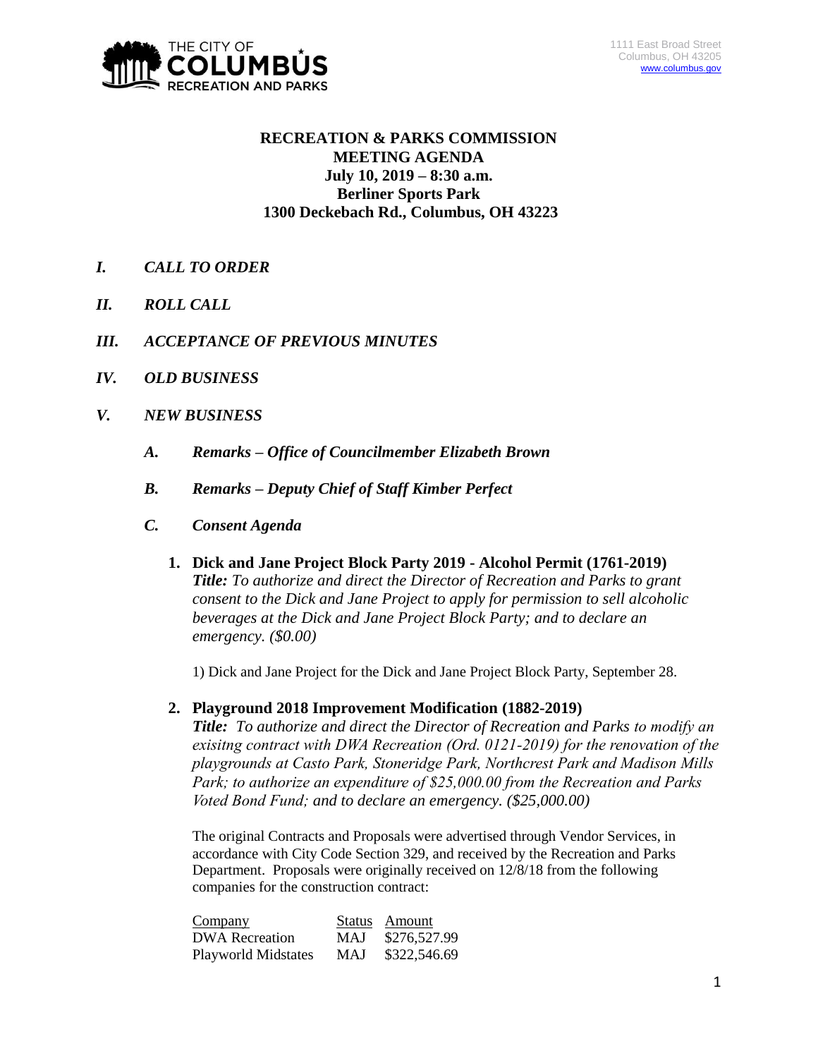THE CITY OF COLUMBUS RECREATION AND PARKS

1111 East Broad Street
Columbus, OH 43205
www.columbus.gov

**RECREATION & PARKS COMMISSION**
**MEETING AGENDA**
**July 10, 2019 – 8:30 a.m.**
**Berliner Sports Park**
**1300 Deckebach Rd., Columbus, OH 43223**

- ***I. CALL TO ORDER***
- ***II. ROLL CALL***
- ***III. ACCEPTANCE OF PREVIOUS MINUTES***
- ***IV. OLD BUSINESS***
- ***V. NEW BUSINESS***
  - ***A. Remarks – Office of Councilmember Elizabeth Brown***
  - ***B. Remarks – Deputy Chief of Staff Kimber Perfect***
  - ***C. Consent Agenda***

**1. Dick and Jane Project Block Party 2019 - Alcohol Permit (1761-2019)**
***Title:*** *To authorize and direct the Director of Recreation and Parks to grant consent to the Dick and Jane Project to apply for permission to sell alcoholic beverages at the Dick and Jane Project Block Party; and to declare an emergency. ($0.00)*

1) Dick and Jane Project for the Dick and Jane Project Block Party, September 28.

**2. Playground 2018 Improvement Modification (1882-2019)**
***Title:*** *To authorize and direct the Director of Recreation and Parks to modify an exisitng contract with DWA Recreation (Ord. 0121-2019) for the renovation of the playgrounds at Casto Park, Stoneridge Park, Northcrest Park and Madison Mills Park; to authorize an expenditure of $25,000.00 from the Recreation and Parks Voted Bond Fund; and to declare an emergency. ($25,000.00)*

The original Contracts and Proposals were advertised through Vendor Services, in accordance with City Code Section 329, and received by the Recreation and Parks Department. Proposals were originally received on 12/8/18 from the following companies for the construction contract:

| Company | Status | Amount |
|---|---|---|
| DWA Recreation | MAJ | $276,527.99 |
| Playworld Midstates | MAJ | $322,546.69 |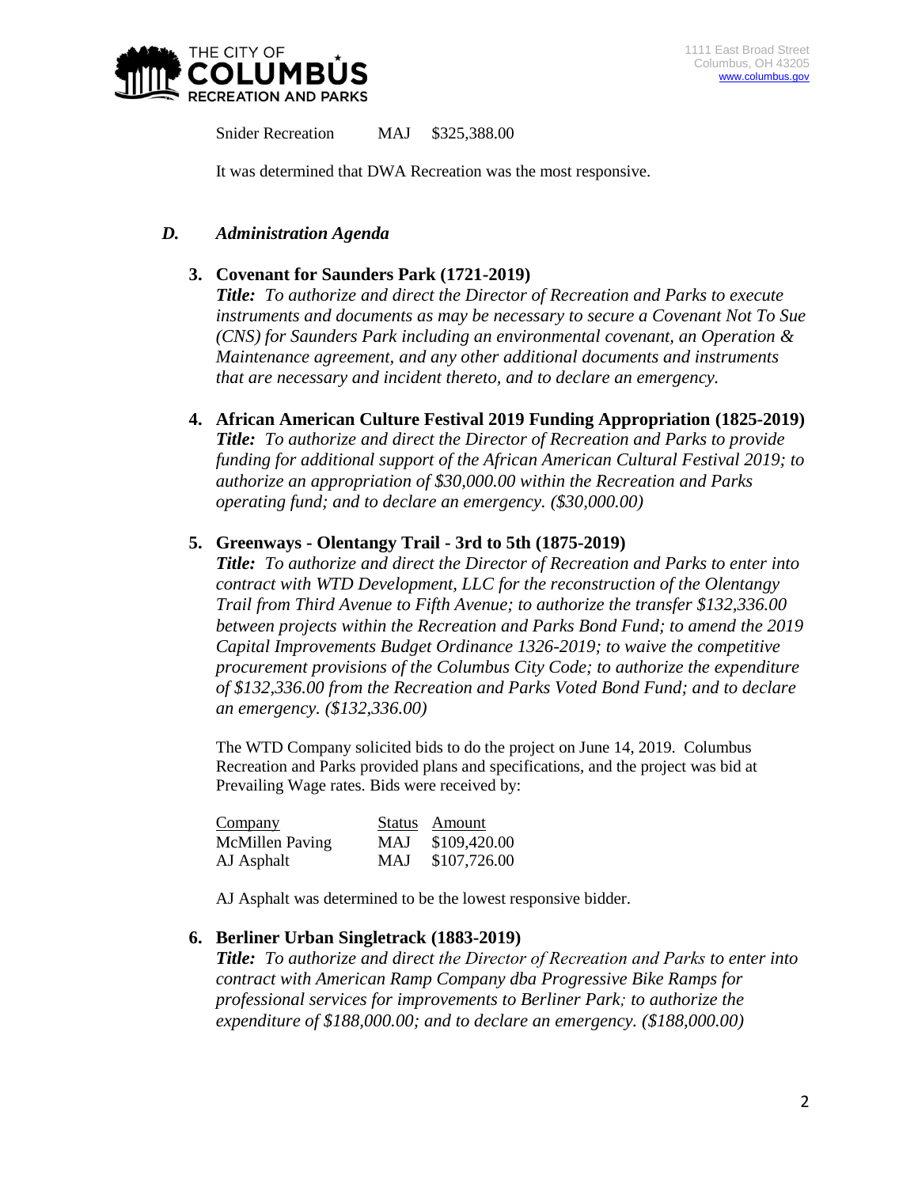| | | |
|---|---|---|
| Snider Recreation | MAJ | $325,388.00 |

It was determined that DWA Recreation was the most responsive.

## D. *Administration Agenda*

**3. Covenant for Saunders Park (1721-2019)**

***Title:*** *To authorize and direct the Director of Recreation and Parks to execute instruments and documents as may be necessary to secure a Covenant Not To Sue (CNS) for Saunders Park including an environmental covenant, an Operation & Maintenance agreement, and any other additional documents and instruments that are necessary and incident thereto, and to declare an emergency.*

**4. African American Culture Festival 2019 Funding Appropriation (1825-2019)**

***Title:*** *To authorize and direct the Director of Recreation and Parks to provide funding for additional support of the African American Cultural Festival 2019; to authorize an appropriation of $30,000.00 within the Recreation and Parks operating fund; and to declare an emergency. ($30,000.00)*

**5. Greenways - Olentangy Trail - 3rd to 5th (1875-2019)**

***Title:*** *To authorize and direct the Director of Recreation and Parks to enter into contract with WTD Development, LLC for the reconstruction of the Olentangy Trail from Third Avenue to Fifth Avenue; to authorize the transfer $132,336.00 between projects within the Recreation and Parks Bond Fund; to amend the 2019 Capital Improvements Budget Ordinance 1326-2019; to waive the competitive procurement provisions of the Columbus City Code; to authorize the expenditure of $132,336.00 from the Recreation and Parks Voted Bond Fund; and to declare an emergency. ($132,336.00)*

The WTD Company solicited bids to do the project on June 14, 2019. Columbus Recreation and Parks provided plans and specifications, and the project was bid at Prevailing Wage rates. Bids were received by:

| Company | Status | Amount |
|---|---|---|
| McMillen Paving | MAJ | $109,420.00 |
| AJ Asphalt | MAJ | $107,726.00 |

AJ Asphalt was determined to be the lowest responsive bidder.

**6. Berliner Urban Singletrack (1883-2019)**

***Title:*** *To authorize and direct the Director of Recreation and Parks to enter into contract with American Ramp Company dba Progressive Bike Ramps for professional services for improvements to Berliner Park; to authorize the expenditure of $188,000.00; and to declare an emergency. ($188,000.00)*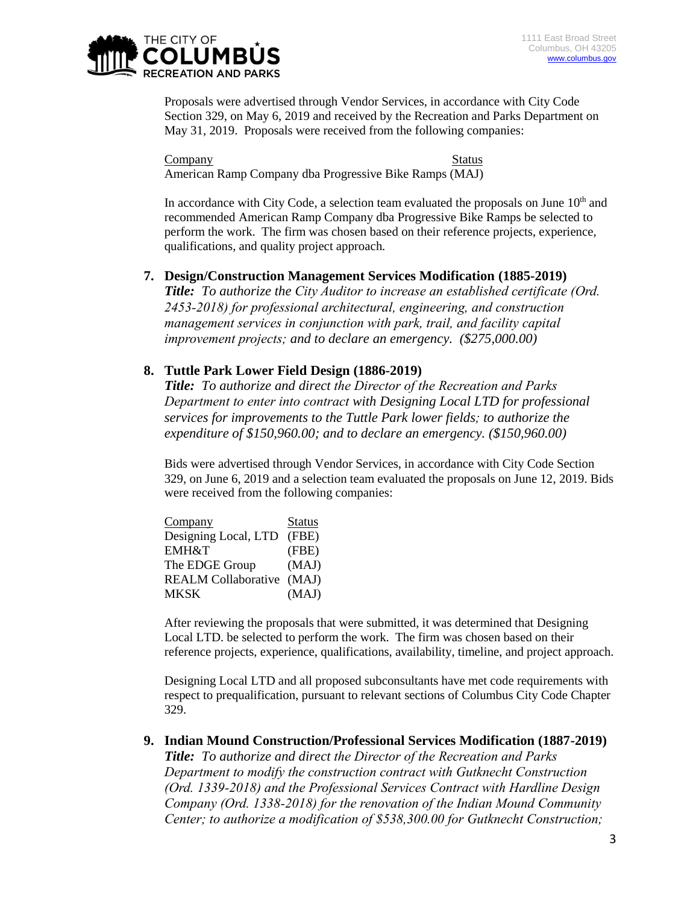Proposals were advertised through Vendor Services, in accordance with City Code Section 329, on May 6, 2019 and received by the Recreation and Parks Department on May 31, 2019. Proposals were received from the following companies:

| Company | Status |
| --- | --- |
| American Ramp Company dba Progressive Bike Ramps | (MAJ) |

In accordance with City Code, a selection team evaluated the proposals on June 10th and recommended American Ramp Company dba Progressive Bike Ramps be selected to perform the work. The firm was chosen based on their reference projects, experience, qualifications, and quality project approach.

**7. Design/Construction Management Services Modification (1885-2019)**

***Title:*** *To authorize the City Auditor to increase an established certificate (Ord. 2453-2018) for professional architectural, engineering, and construction management services in conjunction with park, trail, and facility capital improvement projects; and to declare an emergency. ($275,000.00)*

**8. Tuttle Park Lower Field Design (1886-2019)**

***Title:*** *To authorize and direct the Director of the Recreation and Parks Department to enter into contract with Designing Local LTD for professional services for improvements to the Tuttle Park lower fields; to authorize the expenditure of $150,960.00; and to declare an emergency. ($150,960.00)*

Bids were advertised through Vendor Services, in accordance with City Code Section 329, on June 6, 2019 and a selection team evaluated the proposals on June 12, 2019. Bids were received from the following companies:

| Company | Status |
| --- | --- |
| Designing Local, LTD | (FBE) |
| EMH&T | (FBE) |
| The EDGE Group | (MAJ) |
| REALM Collaborative | (MAJ) |
| MKSK | (MAJ) |

After reviewing the proposals that were submitted, it was determined that Designing Local LTD. be selected to perform the work. The firm was chosen based on their reference projects, experience, qualifications, availability, timeline, and project approach.

Designing Local LTD and all proposed subconsultants have met code requirements with respect to prequalification, pursuant to relevant sections of Columbus City Code Chapter 329.

**9. Indian Mound Construction/Professional Services Modification (1887-2019)**

***Title:*** *To authorize and direct the Director of the Recreation and Parks Department to modify the construction contract with Gutknecht Construction (Ord. 1339-2018) and the Professional Services Contract with Hardline Design Company (Ord. 1338-2018) for the renovation of the Indian Mound Community Center; to authorize a modification of $538,300.00 for Gutknecht Construction;*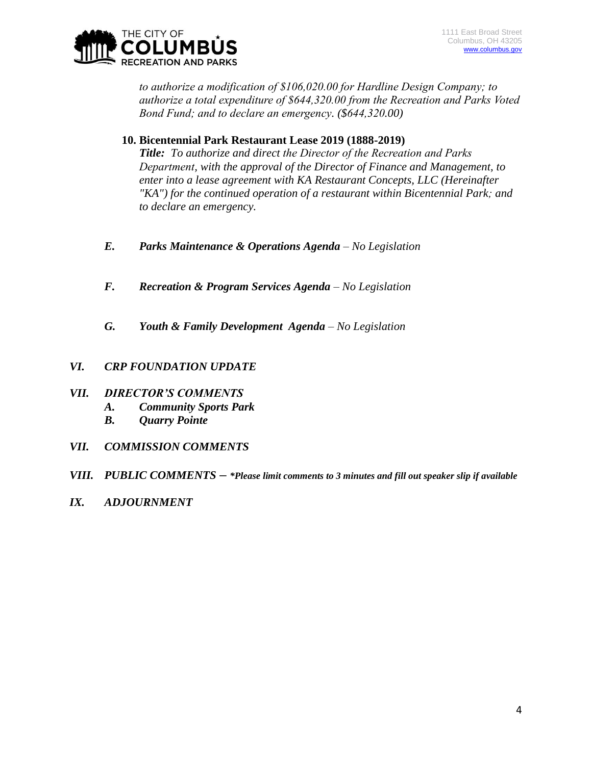*to authorize a modification of $106,020.00 for Hardline Design Company; to authorize a total expenditure of $644,320.00 from the Recreation and Parks Voted Bond Fund; and to declare an emergency. ($644,320.00)*

**10. Bicentennial Park Restaurant Lease 2019 (1888-2019)**

***Title:*** *To authorize and direct the Director of the Recreation and Parks Department, with the approval of the Director of Finance and Management, to enter into a lease agreement with KA Restaurant Concepts, LLC (Hereinafter "KA") for the continued operation of a restaurant within Bicentennial Park; and to declare an emergency.*

***E. Parks Maintenance & Operations Agenda*** *– No Legislation*

***F. Recreation & Program Services Agenda*** *– No Legislation*

***G. Youth & Family Development Agenda*** *– No Legislation*

***VI. CRP FOUNDATION UPDATE***

***VII. DIRECTOR'S COMMENTS***

- ***A. Community Sports Park***
- ***B. Quarry Pointe***

***VII. COMMISSION COMMENTS***

***VIII. PUBLIC COMMENTS*** *– **\*Please limit comments to 3 minutes and fill out speaker slip if available***

***IX. ADJOURNMENT***